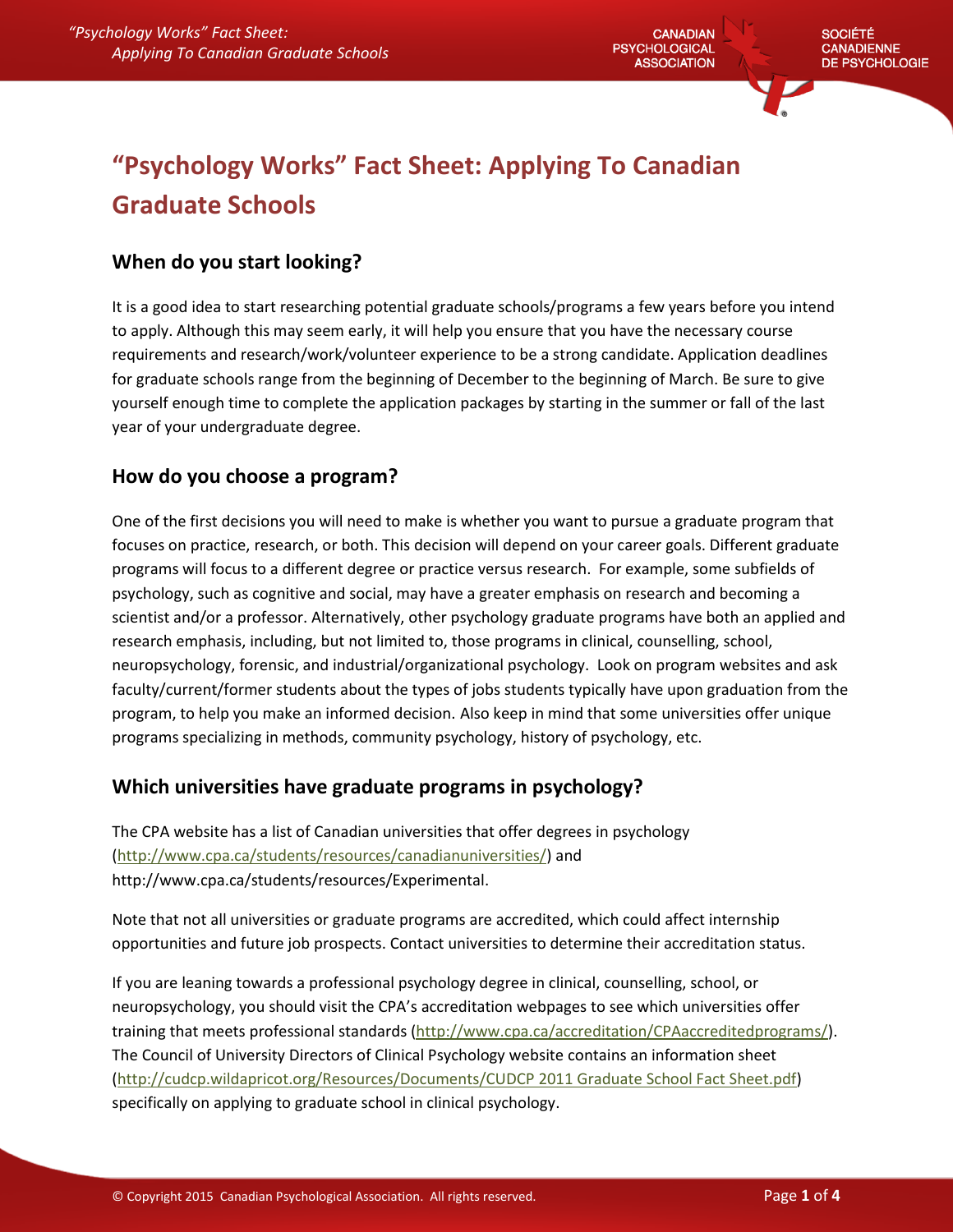# "Psychology Works" Fact Sheet: Applying To Canadian Graduate Schools

## When do you start looking?

It is a good idea to start researching potential graduate schools/programs a few years before you intend to apply. Although this may seem early, it will help you ensure that you have the necessary course requirements and research/work/volunteer experience to be a strong candidate. Application deadlines for graduate schools range from the beginning of December to the beginning of March. Be sure to give yourself enough time to complete the application packages by starting in the summer or fall of the last year of your undergraduate degree.

## How do you choose a program?

One of the first decisions you will need to make is whether you want to pursue a graduate program that focuses on practice, research, or both. This decision will depend on your career goals. Different graduate programs will focus to a different degree or practice versus research. For example, some subfields of psychology, such as cognitive and social, may have a greater emphasis on research and becoming a scientist and/or a professor. Alternatively, other psychology graduate programs have both an applied and research emphasis, including, but not limited to, those programs in clinical, counselling, school, neuropsychology, forensic, and industrial/organizational psychology. Look on program websites and ask faculty/current/former students about the types of jobs students typically have upon graduation from the program, to help you make an informed decision. Also keep in mind that some universities offer unique programs specializing in methods, community psychology, history of psychology, etc.

## Which universities have graduate programs in psychology?

The CPA website has a list of Canadian universities that offer degrees in psychology (http://www.cpa.ca/students/resources/canadianuniversities/) and http://www.cpa.ca/students/resources/Experimental.

Note that not all universities or graduate programs are accredited, which could affect internship opportunities and future job prospects. Contact universities to determine their accreditation status.

If you are leaning towards a professional psychology degree in clinical, counselling, school, or neuropsychology, you should visit the CPA's accreditation webpages to see which universities offer training that meets professional standards (http://www.cpa.ca/accreditation/CPAaccreditedprograms/). The Council of University Directors of Clinical Psychology website contains an information sheet (http://cudcp.wildapricot.org/Resources/Documents/CUDCP 2011 Graduate School Fact Sheet.pdf) specifically on applying to graduate school in clinical psychology.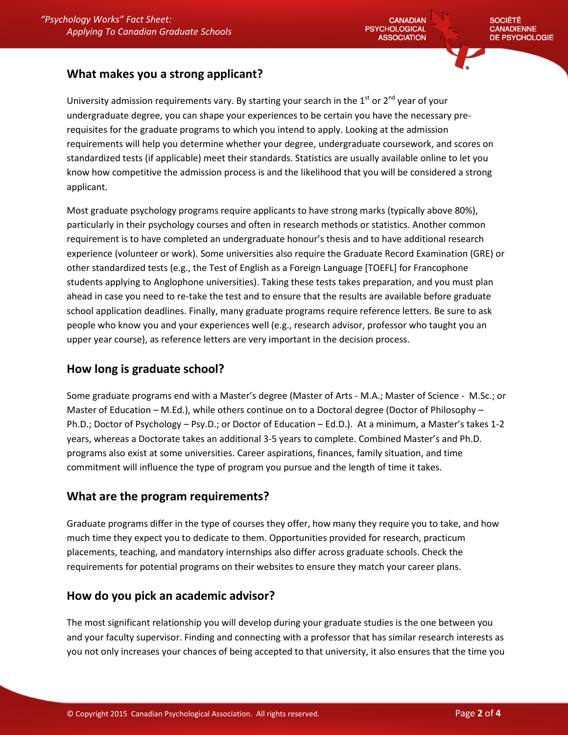## What makes you a strong applicant?

University admission requirements vary. By starting your search in the 1st or 2nd year of your undergraduate degree, you can shape your experiences to be certain you have the necessary pre-requisites for the graduate programs to which you intend to apply. Looking at the admission requirements will help you determine whether your degree, undergraduate coursework, and scores on standardized tests (if applicable) meet their standards. Statistics are usually available online to let you know how competitive the admission process is and the likelihood that you will be considered a strong applicant.

Most graduate psychology programs require applicants to have strong marks (typically above 80%), particularly in their psychology courses and often in research methods or statistics. Another common requirement is to have completed an undergraduate honour's thesis and to have additional research experience (volunteer or work). Some universities also require the Graduate Record Examination (GRE) or other standardized tests (e.g., the Test of English as a Foreign Language [TOEFL] for Francophone students applying to Anglophone universities). Taking these tests takes preparation, and you must plan ahead in case you need to re-take the test and to ensure that the results are available before graduate school application deadlines. Finally, many graduate programs require reference letters. Be sure to ask people who know you and your experiences well (e.g., research advisor, professor who taught you an upper year course), as reference letters are very important in the decision process.

## How long is graduate school?

Some graduate programs end with a Master's degree (Master of Arts - M.A.; Master of Science - M.Sc.; or Master of Education – M.Ed.), while others continue on to a Doctoral degree (Doctor of Philosophy – Ph.D.; Doctor of Psychology – Psy.D.; or Doctor of Education – Ed.D.). At a minimum, a Master's takes 1-2 years, whereas a Doctorate takes an additional 3-5 years to complete. Combined Master's and Ph.D. programs also exist at some universities. Career aspirations, finances, family situation, and time commitment will influence the type of program you pursue and the length of time it takes.

## What are the program requirements?

Graduate programs differ in the type of courses they offer, how many they require you to take, and how much time they expect you to dedicate to them. Opportunities provided for research, practicum placements, teaching, and mandatory internships also differ across graduate schools. Check the requirements for potential programs on their websites to ensure they match your career plans.

## How do you pick an academic advisor?

The most significant relationship you will develop during your graduate studies is the one between you and your faculty supervisor. Finding and connecting with a professor that has similar research interests as you not only increases your chances of being accepted to that university, it also ensures that the time you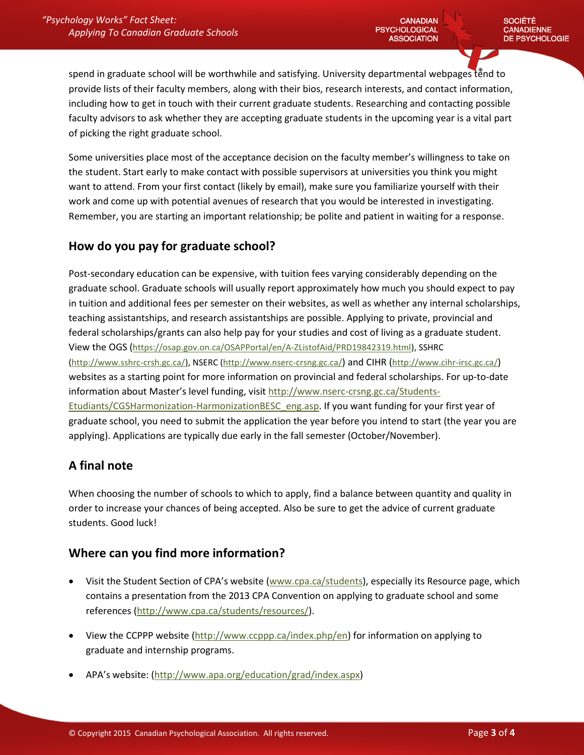spend in graduate school will be worthwhile and satisfying. University departmental webpages tend to provide lists of their faculty members, along with their bios, research interests, and contact information, including how to get in touch with their current graduate students. Researching and contacting possible faculty advisors to ask whether they are accepting graduate students in the upcoming year is a vital part of picking the right graduate school.

Some universities place most of the acceptance decision on the faculty member's willingness to take on the student. Start early to make contact with possible supervisors at universities you think you might want to attend. From your first contact (likely by email), make sure you familiarize yourself with their work and come up with potential avenues of research that you would be interested in investigating. Remember, you are starting an important relationship; be polite and patient in waiting for a response.

## How do you pay for graduate school?

Post-secondary education can be expensive, with tuition fees varying considerably depending on the graduate school. Graduate schools will usually report approximately how much you should expect to pay in tuition and additional fees per semester on their websites, as well as whether any internal scholarships, teaching assistantships, and research assistantships are possible. Applying to private, provincial and federal scholarships/grants can also help pay for your studies and cost of living as a graduate student. View the OGS (https://osap.gov.on.ca/OSAPPortal/en/A-ZListofAid/PRD19842319.html), SSHRC (http://www.sshrc-crsh.gc.ca/), NSERC (http://www.nserc-crsng.gc.ca/) and CIHR (http://www.cihr-irsc.gc.ca/) websites as a starting point for more information on provincial and federal scholarships. For up-to-date information about Master's level funding, visit http://www.nserc-crsng.gc.ca/Students-Etudiants/CGSHarmonization-HarmonizationBESC_eng.asp. If you want funding for your first year of graduate school, you need to submit the application the year before you intend to start (the year you are applying). Applications are typically due early in the fall semester (October/November).

## A final note

When choosing the number of schools to which to apply, find a balance between quantity and quality in order to increase your chances of being accepted. Also be sure to get the advice of current graduate students. Good luck!

## Where can you find more information?

- Visit the Student Section of CPA's website (www.cpa.ca/students), especially its Resource page, which contains a presentation from the 2013 CPA Convention on applying to graduate school and some references (http://www.cpa.ca/students/resources/).
- View the CCPPP website (http://www.ccppp.ca/index.php/en) for information on applying to graduate and internship programs.
- APA's website: (http://www.apa.org/education/grad/index.aspx)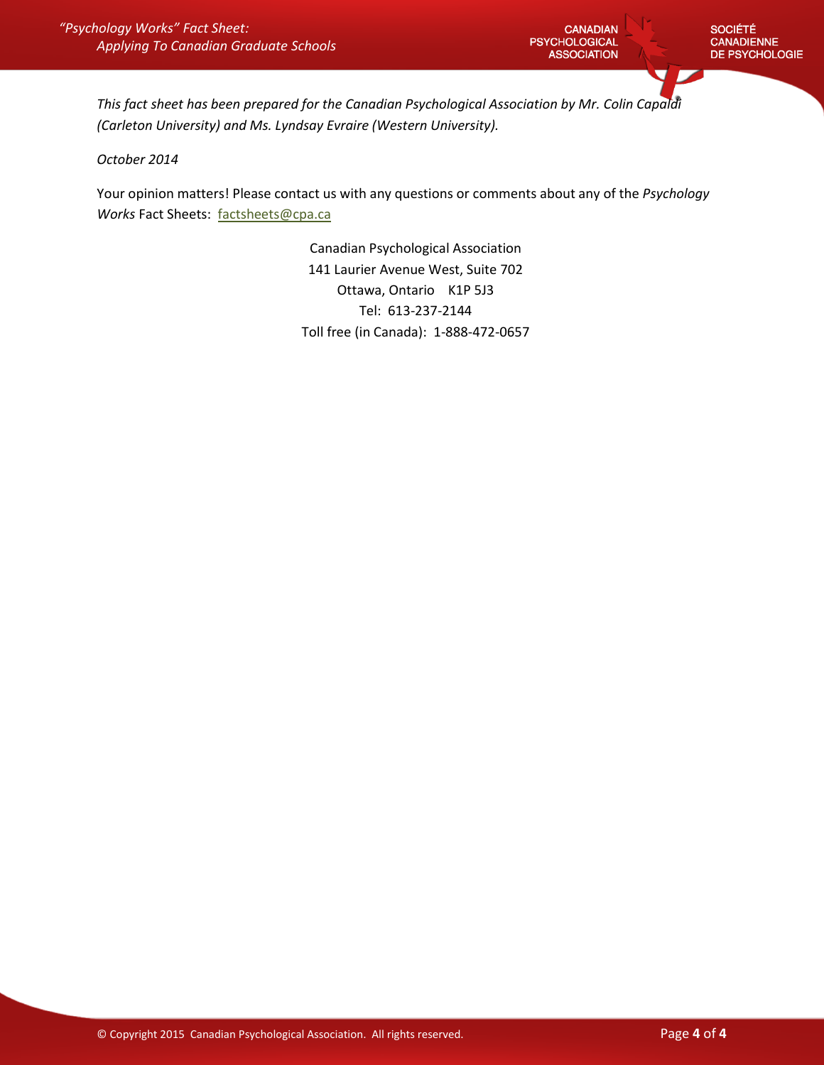*This fact sheet has been prepared for the Canadian Psychological Association by Mr. Colin Capaldi (Carleton University) and Ms. Lyndsay Evraire (Western University).*

*October 2014*

Your opinion matters! Please contact us with any questions or comments about any of the *Psychology Works* Fact Sheets: factsheets@cpa.ca

Canadian Psychological Association
141 Laurier Avenue West, Suite 702
Ottawa, Ontario K1P 5J3
Tel: 613-237-2144
Toll free (in Canada): 1-888-472-0657